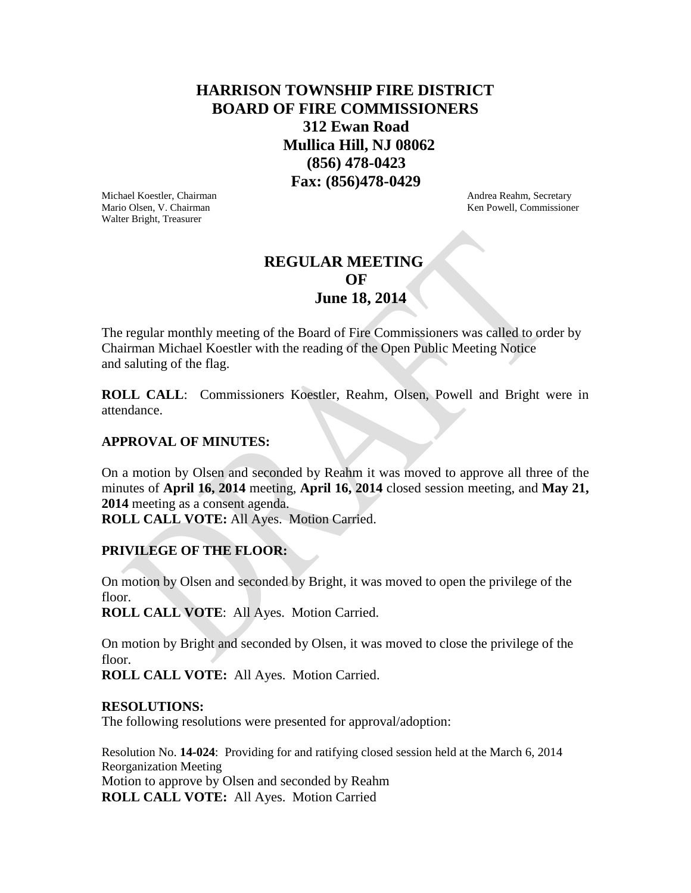# HARRISON TOWNSHIP FIRE DISTRICT
# BOARD OF FIRE COMMISSIONERS

**312 Ewan Road**
**Mullica Hill, NJ 08062**
**(856) 478-0423**
**Fax: (856)478-0429**

Michael Koestler, Chairman
Mario Olsen, V. Chairman
Walter Bright, Treasurer

Andrea Reahm, Secretary
Ken Powell, Commissioner

## REGULAR MEETING OF June 18, 2014

The regular monthly meeting of the Board of Fire Commissioners was called to order by Chairman Michael Koestler with the reading of the Open Public Meeting Notice and saluting of the flag.

**ROLL CALL**: Commissioners Koestler, Reahm, Olsen, Powell and Bright were in attendance.

**APPROVAL OF MINUTES:**

On a motion by Olsen and seconded by Reahm it was moved to approve all three of the minutes of **April 16, 2014** meeting, **April 16, 2014** closed session meeting, and **May 21, 2014** meeting as a consent agenda.
**ROLL CALL VOTE:** All Ayes. Motion Carried.

**PRIVILEGE OF THE FLOOR:**

On motion by Olsen and seconded by Bright, it was moved to open the privilege of the floor.
**ROLL CALL VOTE**: All Ayes. Motion Carried.

On motion by Bright and seconded by Olsen, it was moved to close the privilege of the floor.
**ROLL CALL VOTE:** All Ayes. Motion Carried.

**RESOLUTIONS:**
The following resolutions were presented for approval/adoption:

Resolution No. **14-024**: Providing for and ratifying closed session held at the March 6, 2014 Reorganization Meeting
Motion to approve by Olsen and seconded by Reahm
**ROLL CALL VOTE:** All Ayes. Motion Carried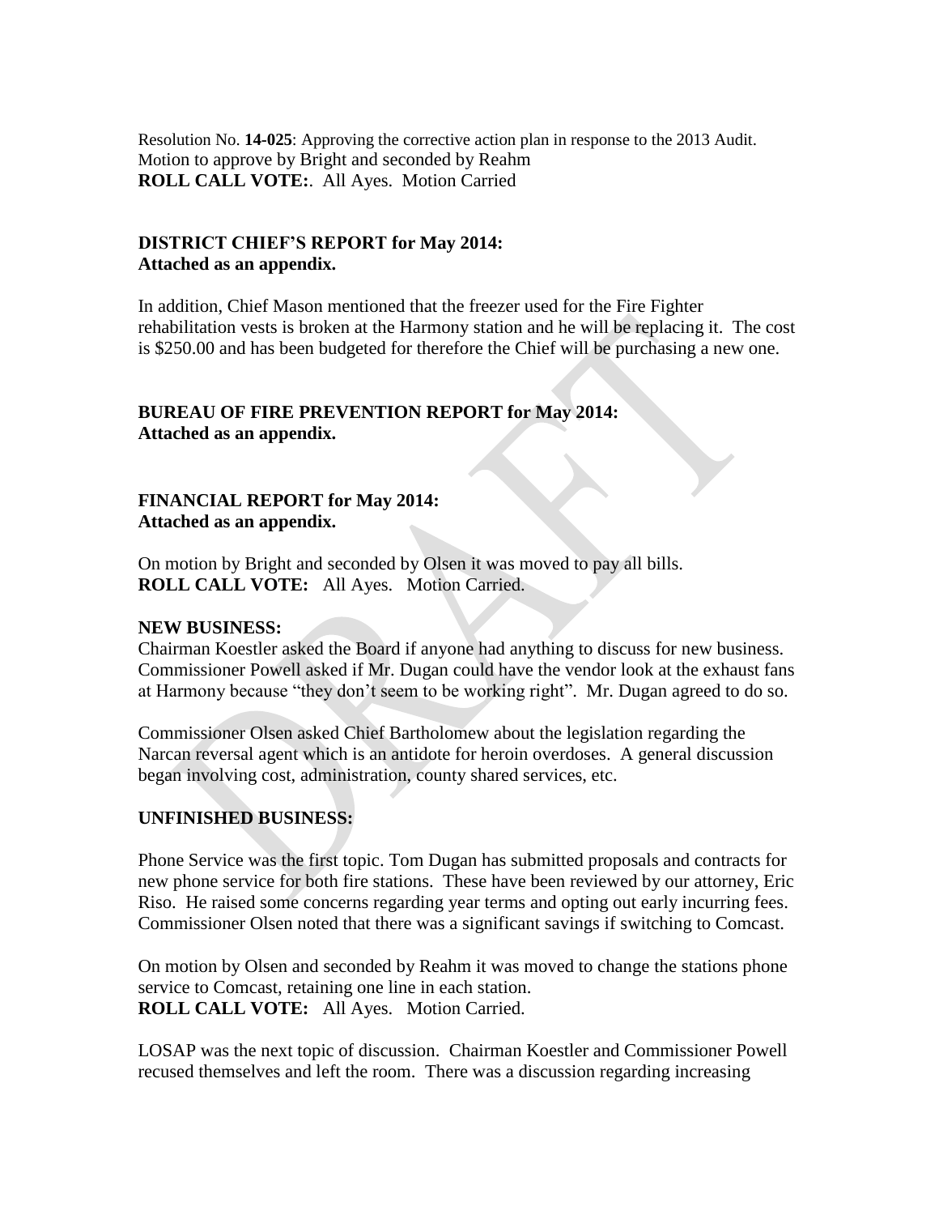Resolution No. **14-025**: Approving the corrective action plan in response to the 2013 Audit.
Motion to approve by Bright and seconded by Reahm
**ROLL CALL VOTE:**. All Ayes. Motion Carried

**DISTRICT CHIEF'S REPORT for May 2014:**
**Attached as an appendix.**

In addition, Chief Mason mentioned that the freezer used for the Fire Fighter rehabilitation vests is broken at the Harmony station and he will be replacing it. The cost is $250.00 and has been budgeted for therefore the Chief will be purchasing a new one.

**BUREAU OF FIRE PREVENTION REPORT for May 2014:**
**Attached as an appendix.**

**FINANCIAL REPORT for May 2014:**
**Attached as an appendix.**

On motion by Bright and seconded by Olsen it was moved to pay all bills.
**ROLL CALL VOTE:** All Ayes. Motion Carried.

**NEW BUSINESS:**
Chairman Koestler asked the Board if anyone had anything to discuss for new business. Commissioner Powell asked if Mr. Dugan could have the vendor look at the exhaust fans at Harmony because "they don't seem to be working right". Mr. Dugan agreed to do so.

Commissioner Olsen asked Chief Bartholomew about the legislation regarding the Narcan reversal agent which is an antidote for heroin overdoses. A general discussion began involving cost, administration, county shared services, etc.

**UNFINISHED BUSINESS:**

Phone Service was the first topic. Tom Dugan has submitted proposals and contracts for new phone service for both fire stations. These have been reviewed by our attorney, Eric Riso. He raised some concerns regarding year terms and opting out early incurring fees. Commissioner Olsen noted that there was a significant savings if switching to Comcast.

On motion by Olsen and seconded by Reahm it was moved to change the stations phone service to Comcast, retaining one line in each station.
**ROLL CALL VOTE:** All Ayes. Motion Carried.

LOSAP was the next topic of discussion. Chairman Koestler and Commissioner Powell recused themselves and left the room. There was a discussion regarding increasing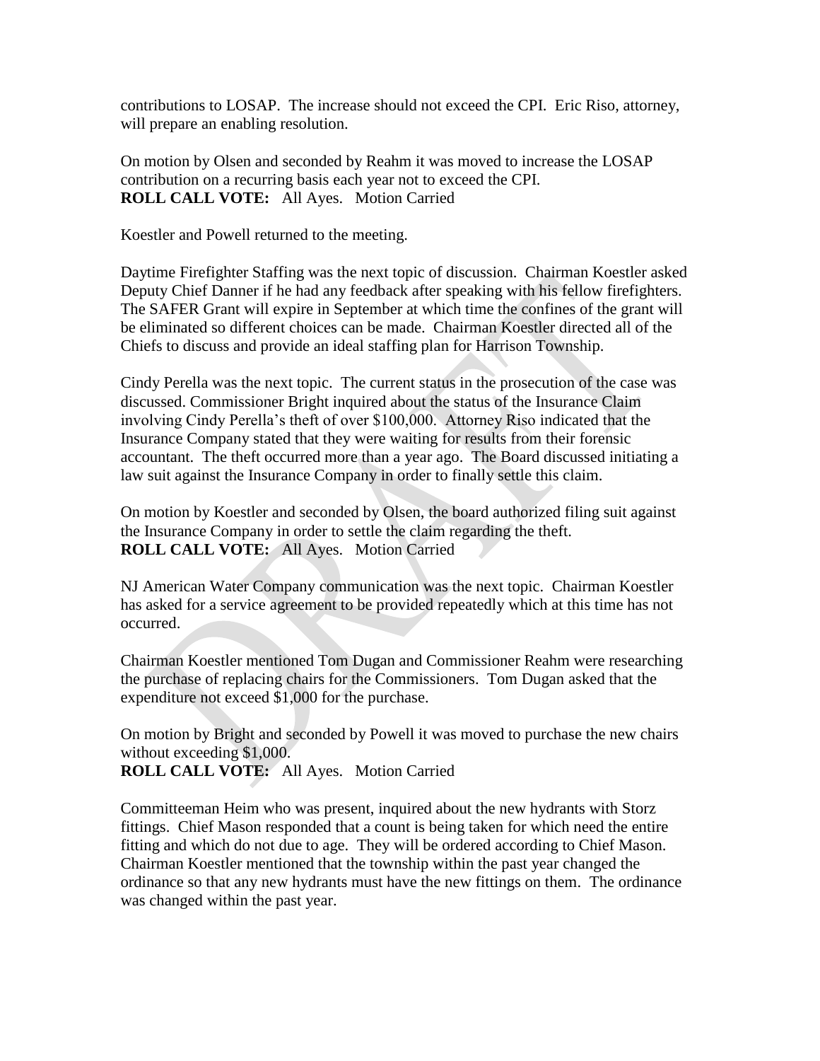contributions to LOSAP. The increase should not exceed the CPI. Eric Riso, attorney, will prepare an enabling resolution.

On motion by Olsen and seconded by Reahm it was moved to increase the LOSAP contribution on a recurring basis each year not to exceed the CPI.
**ROLL CALL VOTE:** All Ayes. Motion Carried

Koestler and Powell returned to the meeting.

Daytime Firefighter Staffing was the next topic of discussion. Chairman Koestler asked Deputy Chief Danner if he had any feedback after speaking with his fellow firefighters. The SAFER Grant will expire in September at which time the confines of the grant will be eliminated so different choices can be made. Chairman Koestler directed all of the Chiefs to discuss and provide an ideal staffing plan for Harrison Township.

Cindy Perella was the next topic. The current status in the prosecution of the case was discussed. Commissioner Bright inquired about the status of the Insurance Claim involving Cindy Perella's theft of over $100,000. Attorney Riso indicated that the Insurance Company stated that they were waiting for results from their forensic accountant. The theft occurred more than a year ago. The Board discussed initiating a law suit against the Insurance Company in order to finally settle this claim.

On motion by Koestler and seconded by Olsen, the board authorized filing suit against the Insurance Company in order to settle the claim regarding the theft.
**ROLL CALL VOTE:** All Ayes. Motion Carried

NJ American Water Company communication was the next topic. Chairman Koestler has asked for a service agreement to be provided repeatedly which at this time has not occurred.

Chairman Koestler mentioned Tom Dugan and Commissioner Reahm were researching the purchase of replacing chairs for the Commissioners. Tom Dugan asked that the expenditure not exceed $1,000 for the purchase.

On motion by Bright and seconded by Powell it was moved to purchase the new chairs without exceeding $1,000.
**ROLL CALL VOTE:** All Ayes. Motion Carried

Committeeman Heim who was present, inquired about the new hydrants with Storz fittings. Chief Mason responded that a count is being taken for which need the entire fitting and which do not due to age. They will be ordered according to Chief Mason. Chairman Koestler mentioned that the township within the past year changed the ordinance so that any new hydrants must have the new fittings on them. The ordinance was changed within the past year.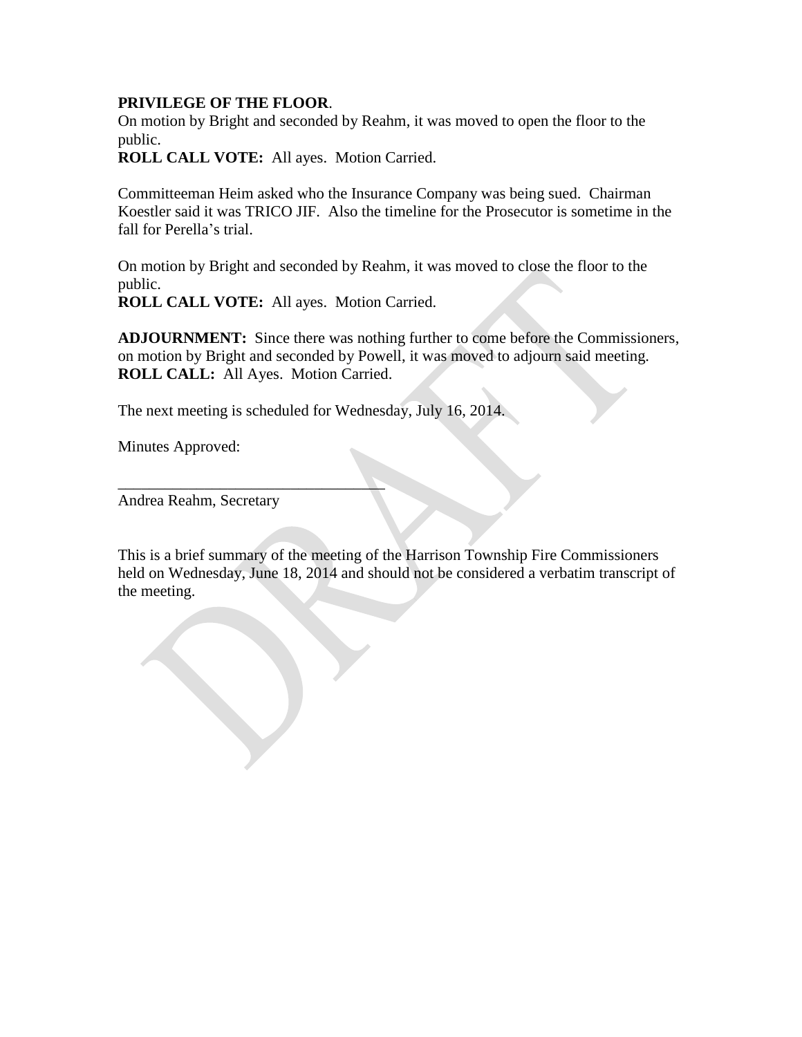**PRIVILEGE OF THE FLOOR**.

On motion by Bright and seconded by Reahm, it was moved to open the floor to the public.

**ROLL CALL VOTE:** All ayes. Motion Carried.

Committeeman Heim asked who the Insurance Company was being sued. Chairman Koestler said it was TRICO JIF. Also the timeline for the Prosecutor is sometime in the fall for Perella's trial.

On motion by Bright and seconded by Reahm, it was moved to close the floor to the public.

**ROLL CALL VOTE:** All ayes. Motion Carried.

**ADJOURNMENT:** Since there was nothing further to come before the Commissioners, on motion by Bright and seconded by Powell, it was moved to adjourn said meeting.

**ROLL CALL:** All Ayes. Motion Carried.

The next meeting is scheduled for Wednesday, July 16, 2014.

Minutes Approved:

___________________________________

Andrea Reahm, Secretary

This is a brief summary of the meeting of the Harrison Township Fire Commissioners held on Wednesday, June 18, 2014 and should not be considered a verbatim transcript of the meeting.